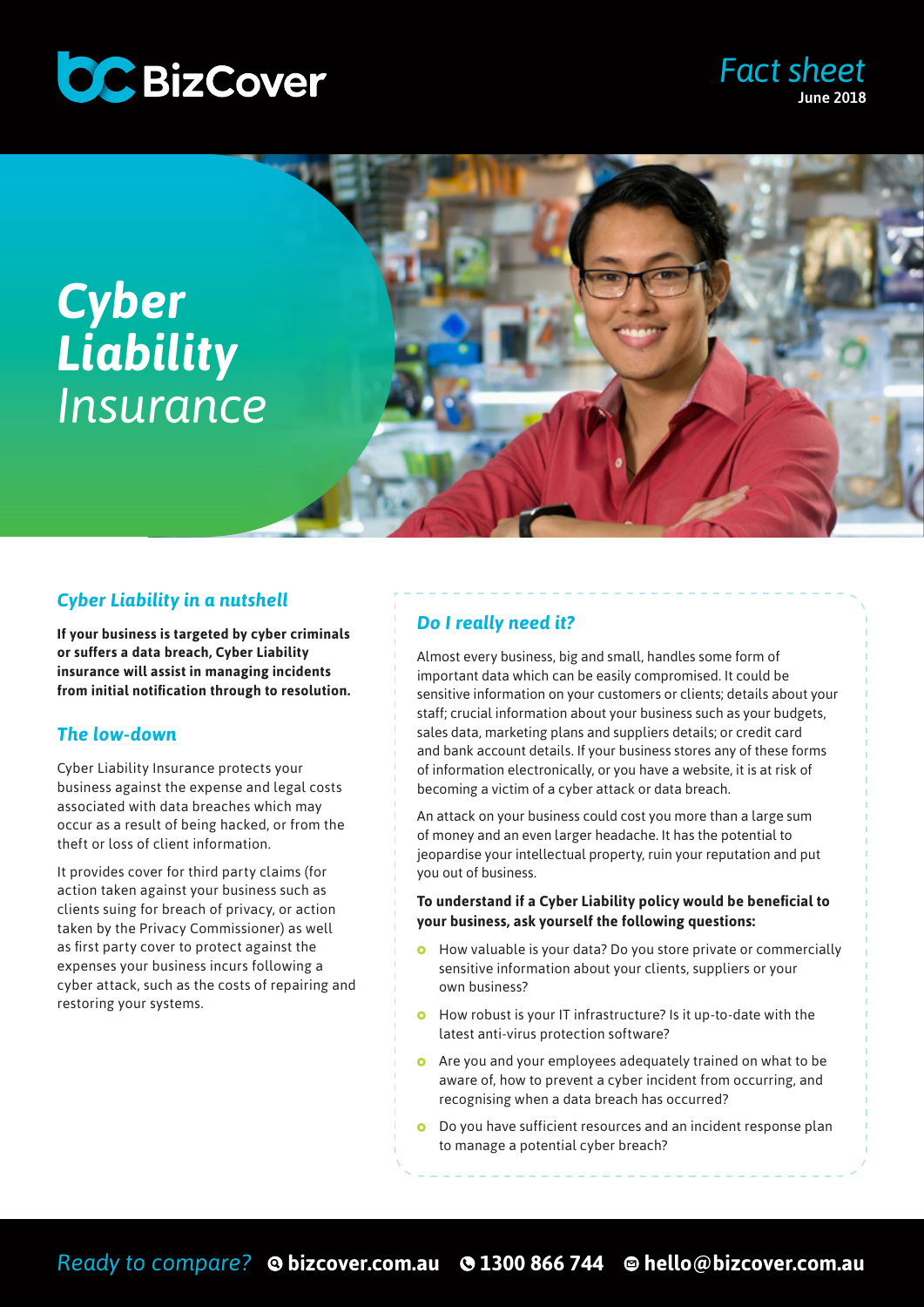BizCover

Fact sheet
June 2018

# *Cyber Liability Insurance*

## *Cyber Liability in a nutshell*

**If your business is targeted by cyber criminals or suffers a data breach, Cyber Liability insurance will assist in managing incidents from initial notification through to resolution.**

## *The low-down*

Cyber Liability Insurance protects your business against the expense and legal costs associated with data breaches which may occur as a result of being hacked, or from the theft or loss of client information.

It provides cover for third party claims (for action taken against your business such as clients suing for breach of privacy, or action taken by the Privacy Commissioner) as well as first party cover to protect against the expenses your business incurs following a cyber attack, such as the costs of repairing and restoring your systems.

## *Do I really need it?*

Almost every business, big and small, handles some form of important data which can be easily compromised. It could be sensitive information on your customers or clients; details about your staff; crucial information about your business such as your budgets, sales data, marketing plans and suppliers details; or credit card and bank account details. If your business stores any of these forms of information electronically, or you have a website, it is at risk of becoming a victim of a cyber attack or data breach.

An attack on your business could cost you more than a large sum of money and an even larger headache. It has the potential to jeopardise your intellectual property, ruin your reputation and put you out of business.

**To understand if a Cyber Liability policy would be beneficial to your business, ask yourself the following questions:**

- How valuable is your data? Do you store private or commercially sensitive information about your clients, suppliers or your own business?
- How robust is your IT infrastructure? Is it up-to-date with the latest anti-virus protection software?
- Are you and your employees adequately trained on what to be aware of, how to prevent a cyber incident from occurring, and recognising when a data breach has occurred?
- Do you have sufficient resources and an incident response plan to manage a potential cyber breach?

*Ready to compare?* **bizcover.com.au** **1300 866 744** **hello@bizcover.com.au**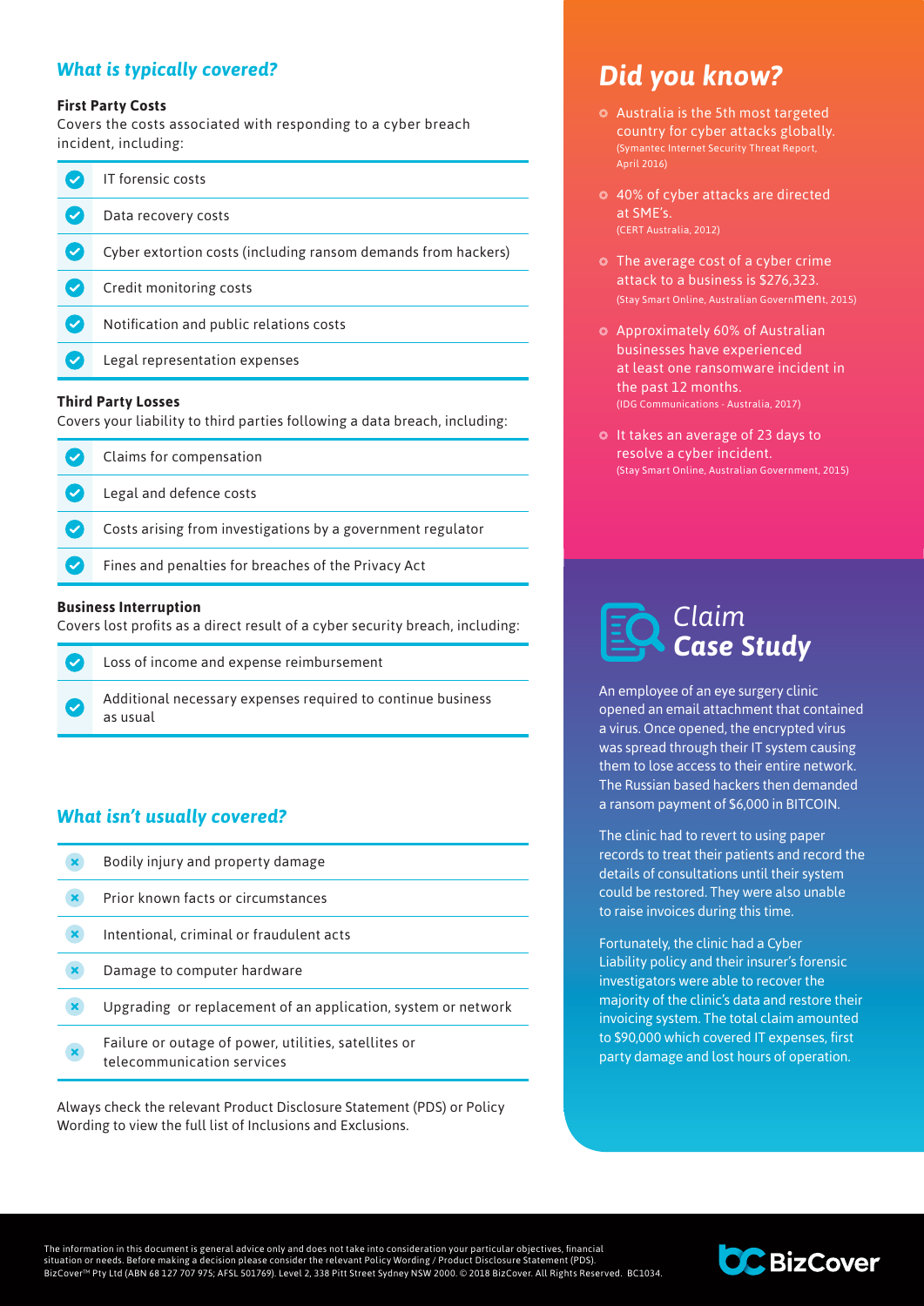## *What is typically covered?*

**First Party Costs**
Covers the costs associated with responding to a cyber breach incident, including:

- IT forensic costs
- Data recovery costs
- Cyber extortion costs (including ransom demands from hackers)
- Credit monitoring costs
- Notification and public relations costs
- Legal representation expenses

**Third Party Losses**
Covers your liability to third parties following a data breach, including:

- Claims for compensation
- Legal and defence costs
- Costs arising from investigations by a government regulator
- Fines and penalties for breaches of the Privacy Act

**Business Interruption**
Covers lost profits as a direct result of a cyber security breach, including:

- Loss of income and expense reimbursement
- Additional necessary expenses required to continue business as usual

## *What isn't usually covered?*

- Bodily injury and property damage
- Prior known facts or circumstances
- Intentional, criminal or fraudulent acts
- Damage to computer hardware
- Upgrading or replacement of an application, system or network
- Failure or outage of power, utilities, satellites or telecommunication services

Always check the relevant Product Disclosure Statement (PDS) or Policy Wording to view the full list of Inclusions and Exclusions.

## *Did you know?*

- Australia is the 5th most targeted country for cyber attacks globally. (Symantec Internet Security Threat Report, April 2016)
- 40% of cyber attacks are directed at SME's. (CERT Australia, 2012)
- The average cost of a cyber crime attack to a business is $276,323. (Stay Smart Online, Australian Government, 2015)
- Approximately 60% of Australian businesses have experienced at least one ransomware incident in the past 12 months. (IDG Communications - Australia, 2017)
- It takes an average of 23 days to resolve a cyber incident. (Stay Smart Online, Australian Government, 2015)

## *Claim* **Case Study**

An employee of an eye surgery clinic opened an email attachment that contained a virus. Once opened, the encrypted virus was spread through their IT system causing them to lose access to their entire network. The Russian based hackers then demanded a ransom payment of $6,000 in BITCOIN.

The clinic had to revert to using paper records to treat their patients and record the details of consultations until their system could be restored. They were also unable to raise invoices during this time.

Fortunately, the clinic had a Cyber Liability policy and their insurer's forensic investigators were able to recover the majority of the clinic's data and restore their invoicing system. The total claim amounted to $90,000 which covered IT expenses, first party damage and lost hours of operation.

The information in this document is general advice only and does not take into consideration your particular objectives, financial situation or needs. Before making a decision please consider the relevant Policy Wording / Product Disclosure Statement (PDS).
BizCover™ Pty Ltd (ABN 68 127 707 975; AFSL 501769). Level 2, 338 Pitt Street Sydney NSW 2000. © 2018 BizCover. All Rights Reserved. BC1034.

BizCover